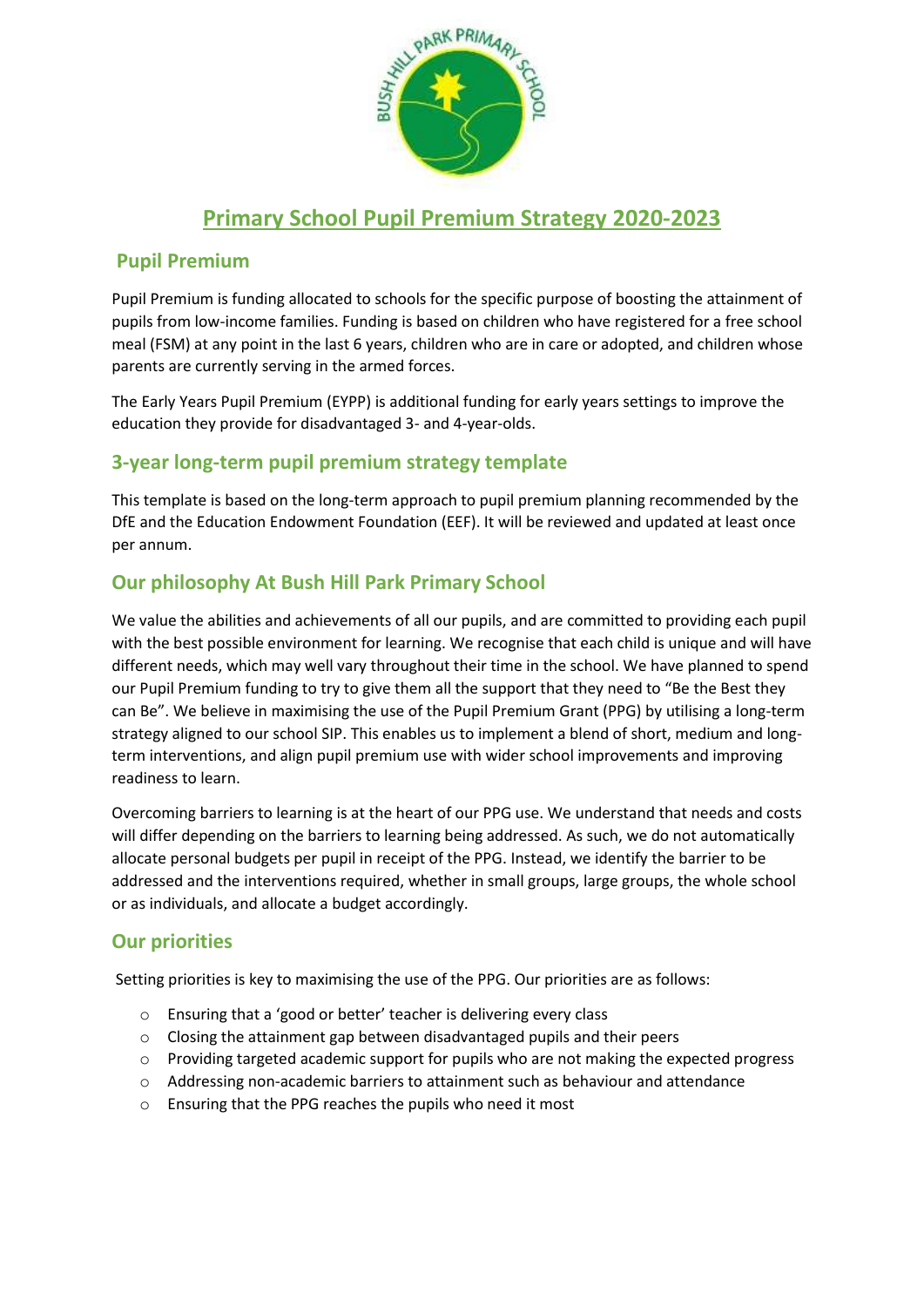# Primary School Pupil Premium Strategy 2020-2023

## Pupil Premium

Pupil Premium is funding allocated to schools for the specific purpose of boosting the attainment of pupils from low-income families. Funding is based on children who have registered for a free school meal (FSM) at any point in the last 6 years, children who are in care or adopted, and children whose parents are currently serving in the armed forces.

The Early Years Pupil Premium (EYPP) is additional funding for early years settings to improve the education they provide for disadvantaged 3- and 4-year-olds.

## 3-year long-term pupil premium strategy template

This template is based on the long-term approach to pupil premium planning recommended by the DfE and the Education Endowment Foundation (EEF). It will be reviewed and updated at least once per annum.

## Our philosophy At Bush Hill Park Primary School

We value the abilities and achievements of all our pupils, and are committed to providing each pupil with the best possible environment for learning. We recognise that each child is unique and will have different needs, which may well vary throughout their time in the school. We have planned to spend our Pupil Premium funding to try to give them all the support that they need to "Be the Best they can Be". We believe in maximising the use of the Pupil Premium Grant (PPG) by utilising a long-term strategy aligned to our school SIP. This enables us to implement a blend of short, medium and long-term interventions, and align pupil premium use with wider school improvements and improving readiness to learn.

Overcoming barriers to learning is at the heart of our PPG use. We understand that needs and costs will differ depending on the barriers to learning being addressed. As such, we do not automatically allocate personal budgets per pupil in receipt of the PPG. Instead, we identify the barrier to be addressed and the interventions required, whether in small groups, large groups, the whole school or as individuals, and allocate a budget accordingly.

## Our priorities

Setting priorities is key to maximising the use of the PPG. Our priorities are as follows:

- Ensuring that a 'good or better' teacher is delivering every class
- Closing the attainment gap between disadvantaged pupils and their peers
- Providing targeted academic support for pupils who are not making the expected progress
- Addressing non-academic barriers to attainment such as behaviour and attendance
- Ensuring that the PPG reaches the pupils who need it most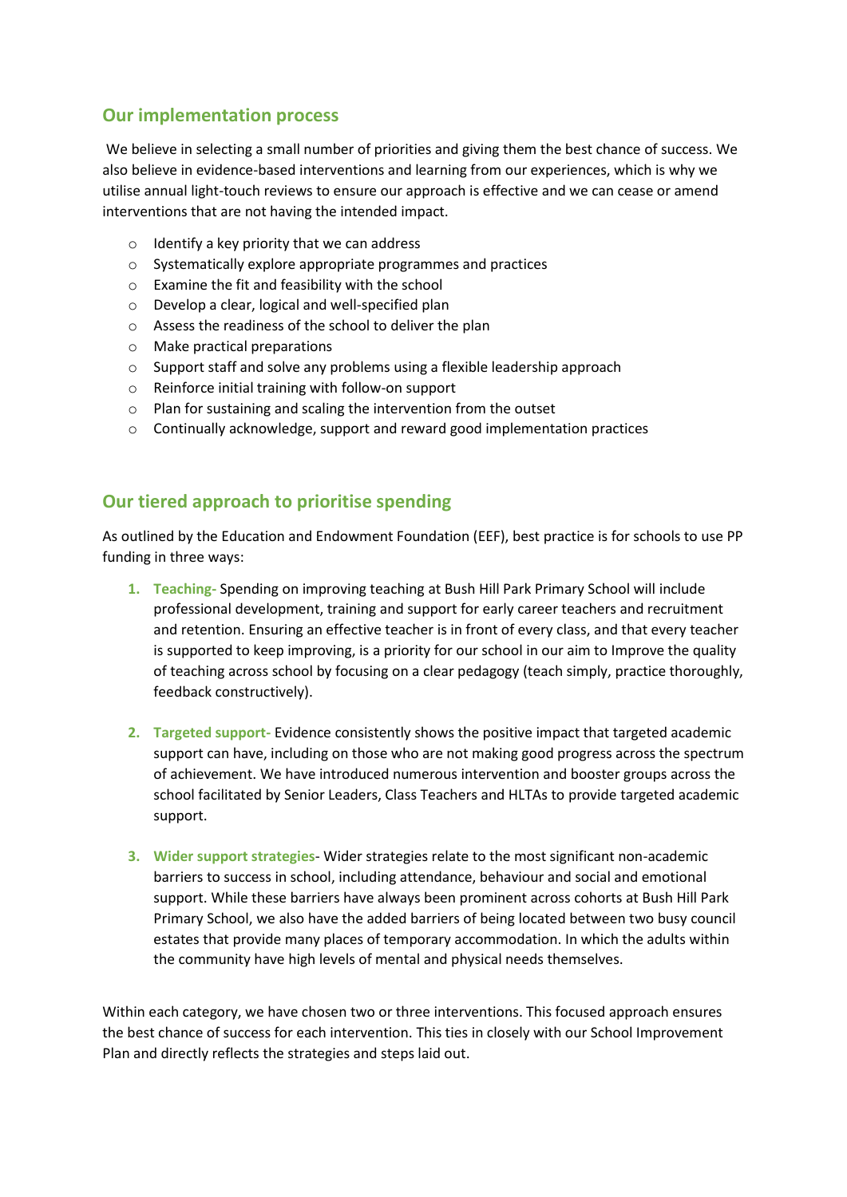## Our implementation process

We believe in selecting a small number of priorities and giving them the best chance of success. We also believe in evidence-based interventions and learning from our experiences, which is why we utilise annual light-touch reviews to ensure our approach is effective and we can cease or amend interventions that are not having the intended impact.

- Identify a key priority that we can address
- Systematically explore appropriate programmes and practices
- Examine the fit and feasibility with the school
- Develop a clear, logical and well-specified plan
- Assess the readiness of the school to deliver the plan
- Make practical preparations
- Support staff and solve any problems using a flexible leadership approach
- Reinforce initial training with follow-on support
- Plan for sustaining and scaling the intervention from the outset
- Continually acknowledge, support and reward good implementation practices

## Our tiered approach to prioritise spending

As outlined by the Education and Endowment Foundation (EEF), best practice is for schools to use PP funding in three ways:

1. **Teaching-** Spending on improving teaching at Bush Hill Park Primary School will include professional development, training and support for early career teachers and recruitment and retention. Ensuring an effective teacher is in front of every class, and that every teacher is supported to keep improving, is a priority for our school in our aim to Improve the quality of teaching across school by focusing on a clear pedagogy (teach simply, practice thoroughly, feedback constructively).

2. **Targeted support-** Evidence consistently shows the positive impact that targeted academic support can have, including on those who are not making good progress across the spectrum of achievement. We have introduced numerous intervention and booster groups across the school facilitated by Senior Leaders, Class Teachers and HLTAs to provide targeted academic support.

3. **Wider support strategies**- Wider strategies relate to the most significant non-academic barriers to success in school, including attendance, behaviour and social and emotional support. While these barriers have always been prominent across cohorts at Bush Hill Park Primary School, we also have the added barriers of being located between two busy council estates that provide many places of temporary accommodation. In which the adults within the community have high levels of mental and physical needs themselves.

Within each category, we have chosen two or three interventions. This focused approach ensures the best chance of success for each intervention. This ties in closely with our School Improvement Plan and directly reflects the strategies and steps laid out.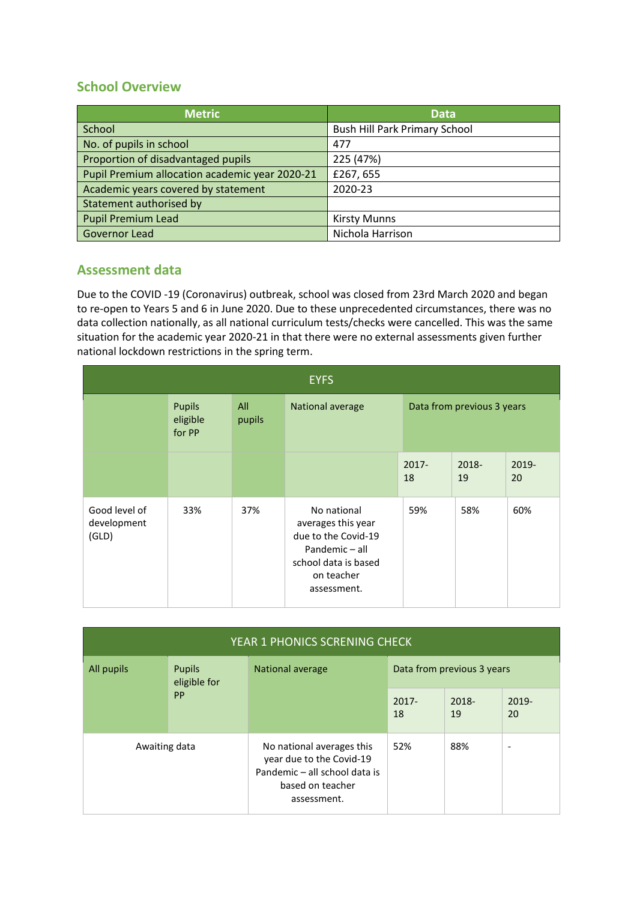## School Overview

| Metric | Data |
|---|---|
| School | Bush Hill Park Primary School |
| No. of pupils in school | 477 |
| Proportion of disadvantaged pupils | 225 (47%) |
| Pupil Premium allocation academic year 2020-21 | £267, 655 |
| Academic years covered by statement | 2020-23 |
| Statement authorised by | |
| Pupil Premium Lead | Kirsty Munns |
| Governor Lead | Nichola Harrison |

## Assessment data

Due to the COVID -19 (Coronavirus) outbreak, school was closed from 23rd March 2020 and began to re-open to Years 5 and 6 in June 2020. Due to these unprecedented circumstances, there was no data collection nationally, as all national curriculum tests/checks were cancelled. This was the same situation for the academic year 2020-21 in that there were no external assessments given further national lockdown restrictions in the spring term.

| EYFS | | | | | | |
|---|---|---|---|---|---|---|
| | Pupils eligible for PP | All pupils | National average | Data from previous 3 years | | |
| | | | | 2017-18 | 2018-19 | 2019-20 |
| Good level of development (GLD) | 33% | 37% | No national averages this year due to the Covid-19 Pandemic – all school data is based on teacher assessment. | 59% | 58% | 60% |

| YEAR 1 PHONICS SCRENING CHECK | | | | | |
|---|---|---|---|---|---|
| All pupils | Pupils eligible for PP | National average | Data from previous 3 years | | |
| | | | 2017-18 | 2018-19 | 2019-20 |
| Awaiting data | | No national averages this year due to the Covid-19 Pandemic – all school data is based on teacher assessment. | 52% | 88% | - |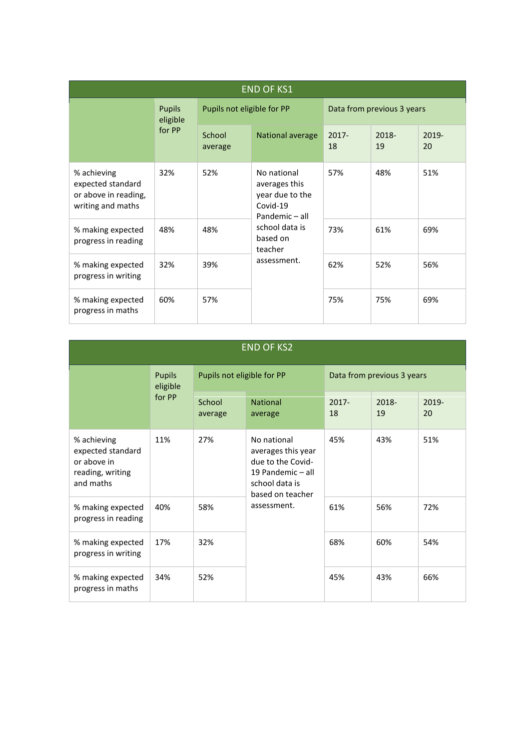| END OF KS1 | | | | | | |
|---|---|---|---|---|---|---|
| | Pupils eligible for PP | Pupils not eligible for PP | | Data from previous 3 years | | |
| | | School average | National average | 2017-18 | 2018-19 | 2019-20 |
| % achieving expected standard or above in reading, writing and maths | 32% | 52% | No national averages this year due to the Covid-19 Pandemic – all school data is based on teacher assessment. | 57% | 48% | 51% |
| % making expected progress in reading | 48% | 48% | | 73% | 61% | 69% |
| % making expected progress in writing | 32% | 39% | | 62% | 52% | 56% |
| % making expected progress in maths | 60% | 57% | | 75% | 75% | 69% |

| END OF KS2 | | | | | | |
|---|---|---|---|---|---|---|
| | Pupils eligible for PP | Pupils not eligible for PP | | Data from previous 3 years | | |
| | | School average | National average | 2017-18 | 2018-19 | 2019-20 |
| % achieving expected standard or above in reading, writing and maths | 11% | 27% | No national averages this year due to the Covid-19 Pandemic – all school data is based on teacher assessment. | 45% | 43% | 51% |
| % making expected progress in reading | 40% | 58% | | 61% | 56% | 72% |
| % making expected progress in writing | 17% | 32% | | 68% | 60% | 54% |
| % making expected progress in maths | 34% | 52% | | 45% | 43% | 66% |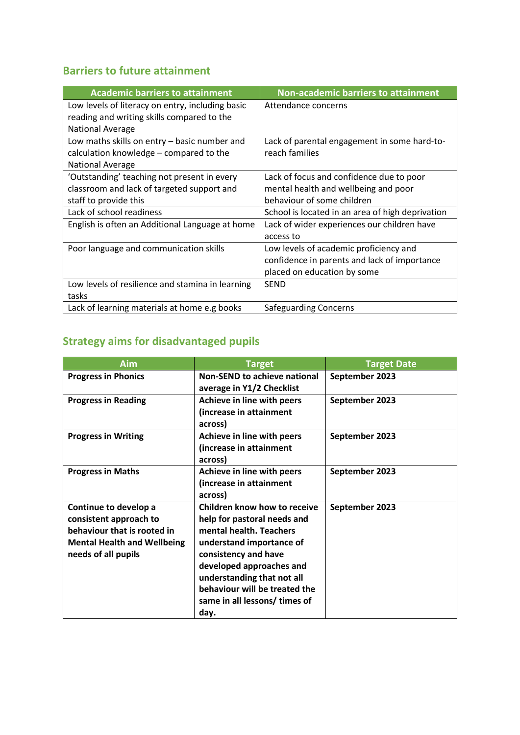## Barriers to future attainment

| Academic barriers to attainment | Non-academic barriers to attainment |
|---|---|
| Low levels of literacy on entry, including basic reading and writing skills compared to the National Average | Attendance concerns |
| Low maths skills on entry – basic number and calculation knowledge – compared to the National Average | Lack of parental engagement in some hard-to-reach families |
| 'Outstanding' teaching not present in every classroom and lack of targeted support and staff to provide this | Lack of focus and confidence due to poor mental health and wellbeing and poor behaviour of some children |
| Lack of school readiness | School is located in an area of high deprivation |
| English is often an Additional Language at home | Lack of wider experiences our children have access to |
| Poor language and communication skills | Low levels of academic proficiency and confidence in parents and lack of importance placed on education by some |
| Low levels of resilience and stamina in learning tasks | SEND |
| Lack of learning materials at home e.g books | Safeguarding Concerns |

## Strategy aims for disadvantaged pupils

| Aim | Target | Target Date |
|---|---|---|
| **Progress in Phonics** | **Non-SEND to achieve national average in Y1/2 Checklist** | **September 2023** |
| **Progress in Reading** | **Achieve in line with peers (increase in attainment across)** | **September 2023** |
| **Progress in Writing** | **Achieve in line with peers (increase in attainment across)** | **September 2023** |
| **Progress in Maths** | **Achieve in line with peers (increase in attainment across)** | **September 2023** |
| **Continue to develop a consistent approach to behaviour that is rooted in Mental Health and Wellbeing needs of all pupils** | **Children know how to receive help for pastoral needs and mental health. Teachers understand importance of consistency and have developed approaches and understanding that not all behaviour will be treated the same in all lessons/ times of day.** | **September 2023** |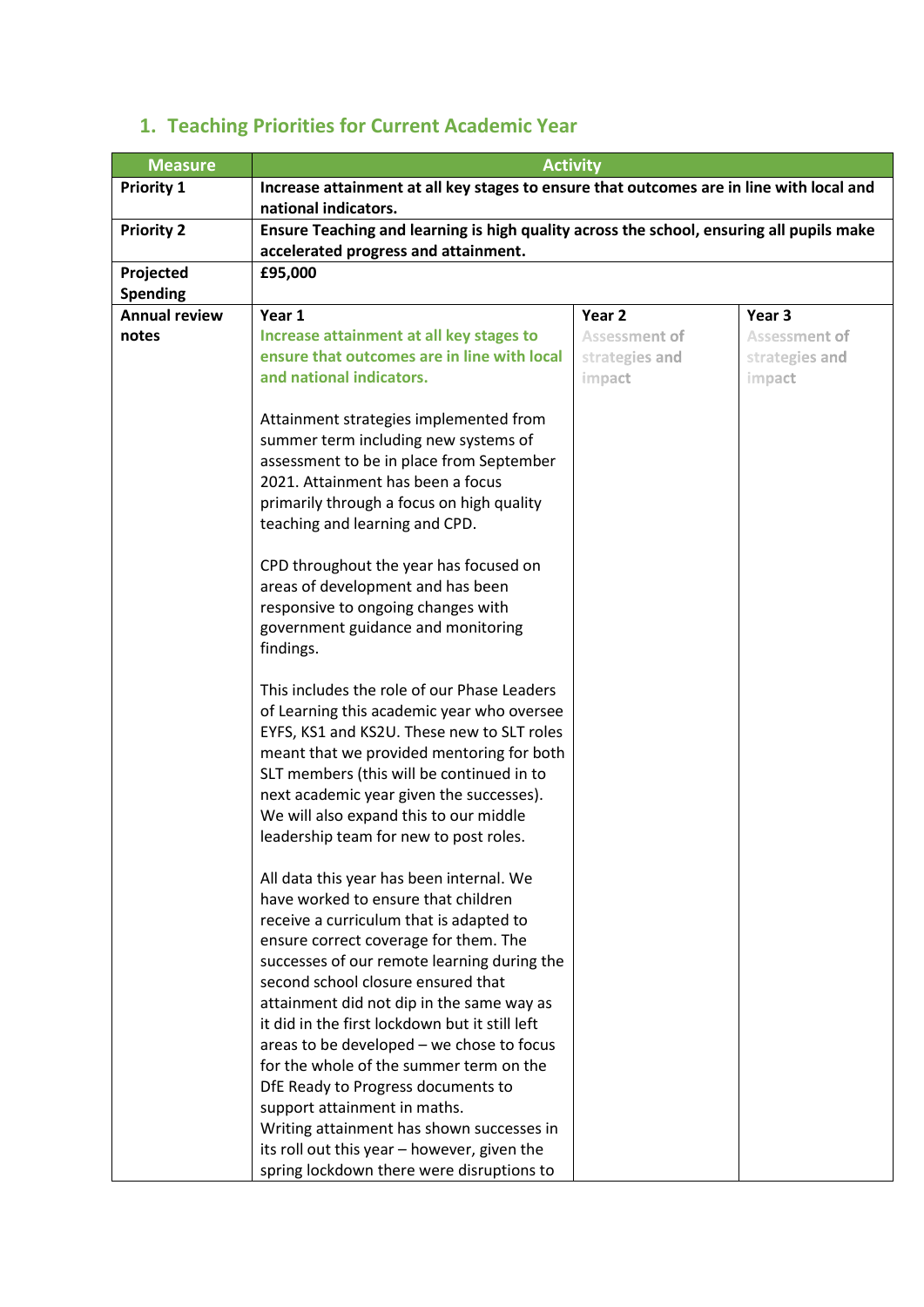## 1. Teaching Priorities for Current Academic Year

| Measure | Activity | | |
|---|---|---|---|
| **Priority 1** | **Increase attainment at all key stages to ensure that outcomes are in line with local and national indicators.** | | |
| **Priority 2** | **Ensure Teaching and learning is high quality across the school, ensuring all pupils make accelerated progress and attainment.** | | |
| **Projected Spending** | **£95,000** | | |
| **Annual review notes** | **Year 1**<br>**Increase attainment at all key stages to ensure that outcomes are in line with local and national indicators.**<br><br>Attainment strategies implemented from summer term including new systems of assessment to be in place from September 2021. Attainment has been a focus primarily through a focus on high quality teaching and learning and CPD.<br><br>CPD throughout the year has focused on areas of development and has been responsive to ongoing changes with government guidance and monitoring findings.<br><br>This includes the role of our Phase Leaders of Learning this academic year who oversee EYFS, KS1 and KS2U. These new to SLT roles meant that we provided mentoring for both SLT members (this will be continued in to next academic year given the successes). We will also expand this to our middle leadership team for new to post roles.<br><br>All data this year has been internal. We have worked to ensure that children receive a curriculum that is adapted to ensure correct coverage for them. The successes of our remote learning during the second school closure ensured that attainment did not dip in the same way as it did in the first lockdown but it still left areas to be developed – we chose to focus for the whole of the summer term on the DfE Ready to Progress documents to support attainment in maths.<br>Writing attainment has shown successes in its roll out this year – however, given the spring lockdown there were disruptions to | **Year 2**<br>Assessment of strategies and impact | **Year 3**<br>Assessment of strategies and impact |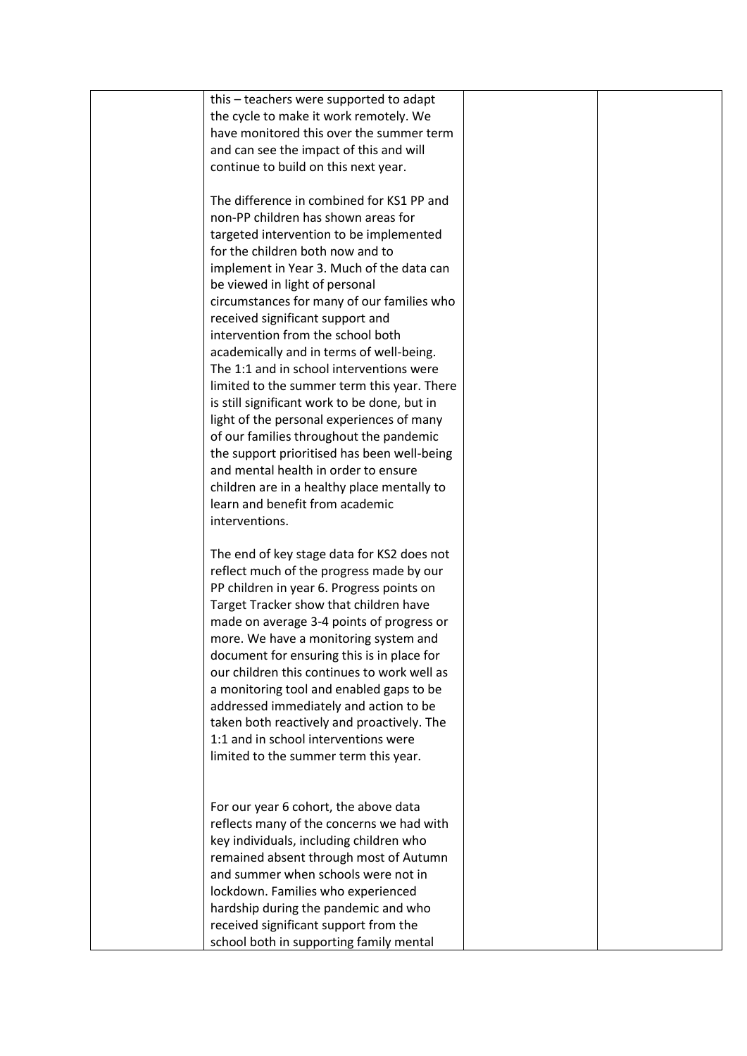| | | | |
|---|---|---|---|
| | this – teachers were supported to adapt the cycle to make it work remotely. We have monitored this over the summer term and can see the impact of this and will continue to build on this next year.<br><br>The difference in combined for KS1 PP and non-PP children has shown areas for targeted intervention to be implemented for the children both now and to implement in Year 3. Much of the data can be viewed in light of personal circumstances for many of our families who received significant support and intervention from the school both academically and in terms of well-being. The 1:1 and in school interventions were limited to the summer term this year. There is still significant work to be done, but in light of the personal experiences of many of our families throughout the pandemic the support prioritised has been well-being and mental health in order to ensure children are in a healthy place mentally to learn and benefit from academic interventions.<br><br>The end of key stage data for KS2 does not reflect much of the progress made by our PP children in year 6. Progress points on Target Tracker show that children have made on average 3-4 points of progress or more. We have a monitoring system and document for ensuring this is in place for our children this continues to work well as a monitoring tool and enabled gaps to be addressed immediately and action to be taken both reactively and proactively. The 1:1 and in school interventions were limited to the summer term this year.<br><br>For our year 6 cohort, the above data reflects many of the concerns we had with key individuals, including children who remained absent through most of Autumn and summer when schools were not in lockdown. Families who experienced hardship during the pandemic and who received significant support from the school both in supporting family mental | | |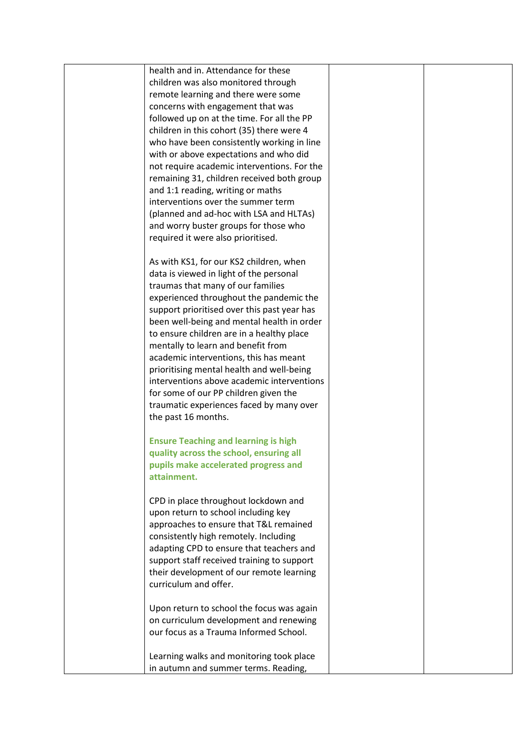| | health and in. Attendance for these children was also monitored through remote learning and there were some concerns with engagement that was followed up on at the time. For all the PP children in this cohort (35) there were 4 who have been consistently working in line with or above expectations and who did not require academic interventions. For the remaining 31, children received both group and 1:1 reading, writing or maths interventions over the summer term (planned and ad-hoc with LSA and HLTAs) and worry buster groups for those who required it were also prioritised.<br><br>As with KS1, for our KS2 children, when data is viewed in light of the personal traumas that many of our families experienced throughout the pandemic the support prioritised over this past year has been well-being and mental health in order to ensure children are in a healthy place mentally to learn and benefit from academic interventions, this has meant prioritising mental health and well-being interventions above academic interventions for some of our PP children given the traumatic experiences faced by many over the past 16 months.<br><br>**Ensure Teaching and learning is high quality across the school, ensuring all pupils make accelerated progress and attainment.**<br><br>CPD in place throughout lockdown and upon return to school including key approaches to ensure that T&L remained consistently high remotely. Including adapting CPD to ensure that teachers and support staff received training to support their development of our remote learning curriculum and offer.<br><br>Upon return to school the focus was again on curriculum development and renewing our focus as a Trauma Informed School.<br><br>Learning walks and monitoring took place in autumn and summer terms. Reading, | | |
|---|---|---|---|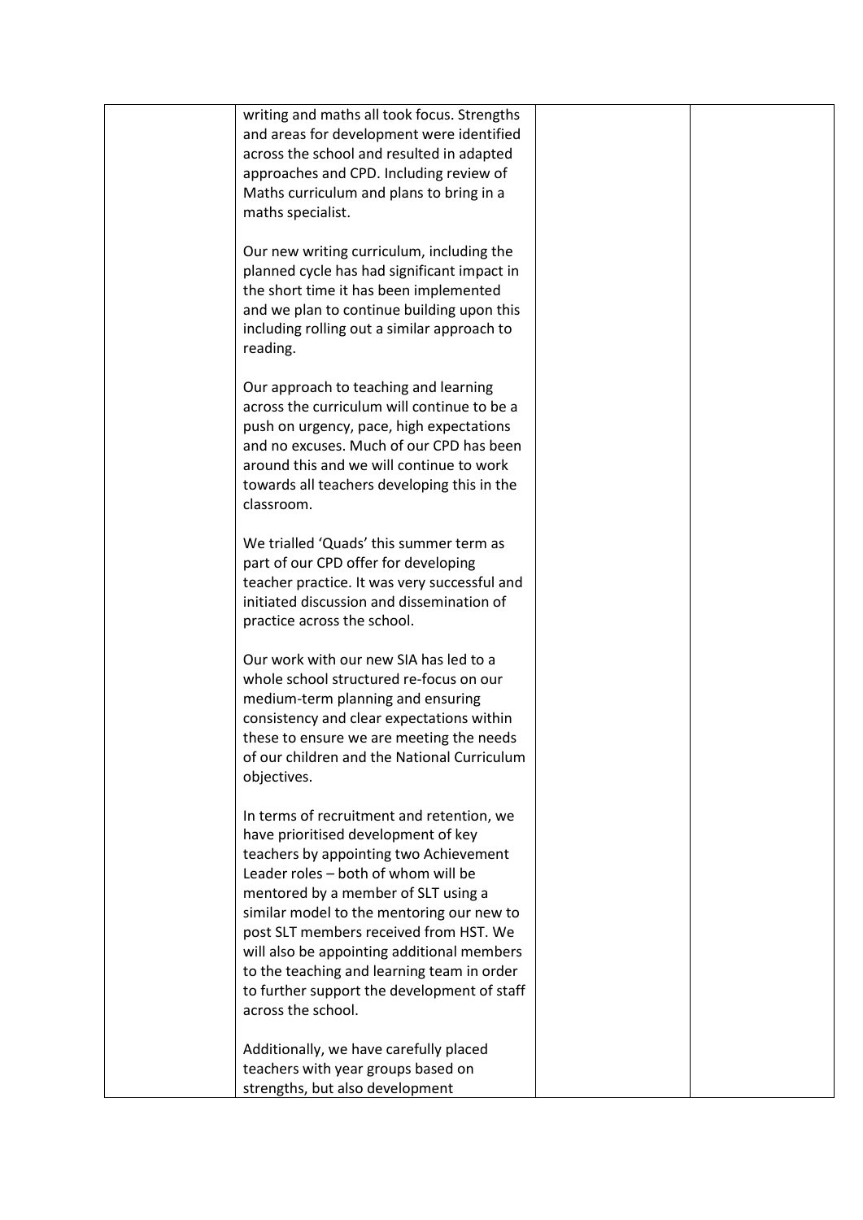|  |  |  |  |
|---|---|---|---|
|  | writing and maths all took focus. Strengths and areas for development were identified across the school and resulted in adapted approaches and CPD. Including review of Maths curriculum and plans to bring in a maths specialist.<br><br>Our new writing curriculum, including the planned cycle has had significant impact in the short time it has been implemented and we plan to continue building upon this including rolling out a similar approach to reading.<br><br>Our approach to teaching and learning across the curriculum will continue to be a push on urgency, pace, high expectations and no excuses. Much of our CPD has been around this and we will continue to work towards all teachers developing this in the classroom.<br><br>We trialled 'Quads' this summer term as part of our CPD offer for developing teacher practice. It was very successful and initiated discussion and dissemination of practice across the school.<br><br>Our work with our new SIA has led to a whole school structured re-focus on our medium-term planning and ensuring consistency and clear expectations within these to ensure we are meeting the needs of our children and the National Curriculum objectives.<br><br>In terms of recruitment and retention, we have prioritised development of key teachers by appointing two Achievement Leader roles – both of whom will be mentored by a member of SLT using a similar model to the mentoring our new to post SLT members received from HST. We will also be appointing additional members to the teaching and learning team in order to further support the development of staff across the school.<br><br>Additionally, we have carefully placed teachers with year groups based on strengths, but also development |  |  |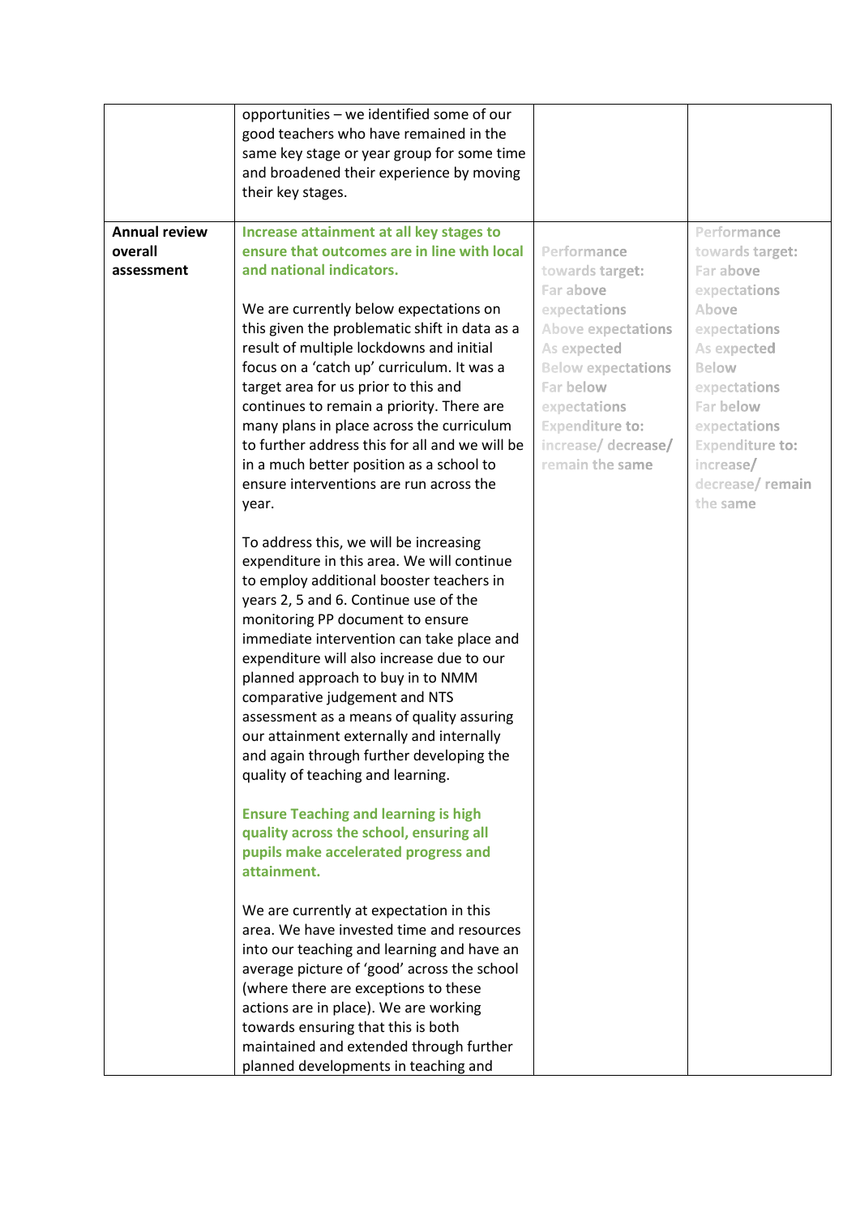| | | | |
|---|---|---|---|
| | opportunities – we identified some of our good teachers who have remained in the same key stage or year group for some time and broadened their experience by moving their key stages. | | |
| **Annual review overall assessment** | **Increase attainment at all key stages to ensure that outcomes are in line with local and national indicators.**<br><br>We are currently below expectations on this given the problematic shift in data as a result of multiple lockdowns and initial focus on a 'catch up' curriculum. It was a target area for us prior to this and continues to remain a priority. There are many plans in place across the curriculum to further address this for all and we will be in a much better position as a school to ensure interventions are run across the year.<br><br>To address this, we will be increasing expenditure in this area. We will continue to employ additional booster teachers in years 2, 5 and 6. Continue use of the monitoring PP document to ensure immediate intervention can take place and expenditure will also increase due to our planned approach to buy in to NMM comparative judgement and NTS assessment as a means of quality assuring our attainment externally and internally and again through further developing the quality of teaching and learning.<br><br>**Ensure Teaching and learning is high quality across the school, ensuring all pupils make accelerated progress and attainment.**<br><br>We are currently at expectation in this area. We have invested time and resources into our teaching and learning and have an average picture of 'good' across the school (where there are exceptions to these actions are in place). We are working towards ensuring that this is both maintained and extended through further planned developments in teaching and | **Performance towards target:** Far above expectations **Above expectations** As expected **Below expectations** Far below expectations **Expenditure to:** increase/ decrease/ remain the same | **Performance towards target:** Far above expectations Above expectations As expected Below expectations Far below expectations **Expenditure to:** increase/ decrease/ remain the same |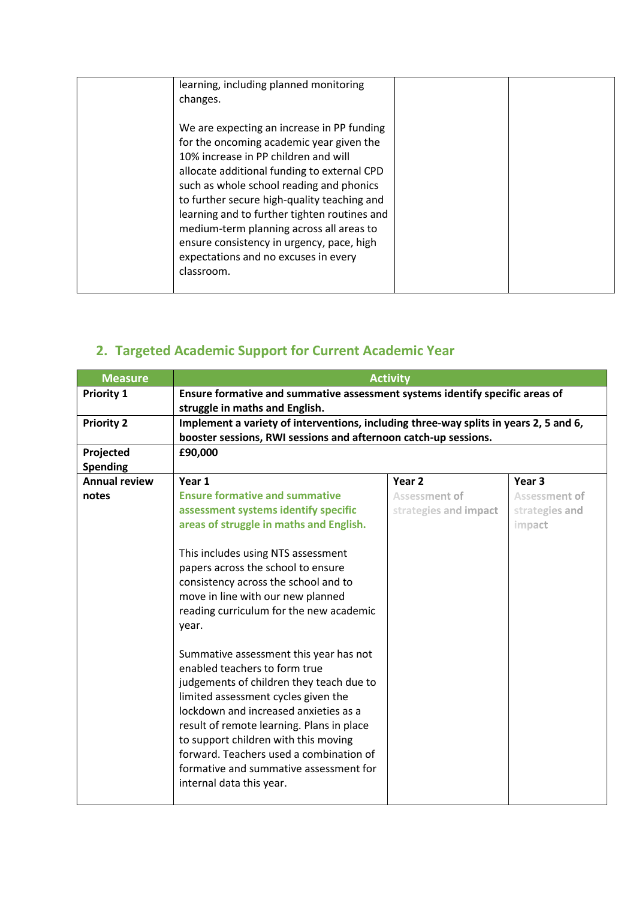| | | | |
|---|---|---|---|
| | learning, including planned monitoring changes.<br><br>We are expecting an increase in PP funding for the oncoming academic year given the 10% increase in PP children and will allocate additional funding to external CPD such as whole school reading and phonics to further secure high-quality teaching and learning and to further tighten routines and medium-term planning across all areas to ensure consistency in urgency, pace, high expectations and no excuses in every classroom. | | |

## 2. Targeted Academic Support for Current Academic Year

| Measure | Activity | | |
|---|---|---|---|
| **Priority 1** | **Ensure formative and summative assessment systems identify specific areas of struggle in maths and English.** | | |
| **Priority 2** | **Implement a variety of interventions, including three-way splits in years 2, 5 and 6, booster sessions, RWI sessions and afternoon catch-up sessions.** | | |
| **Projected Spending** | **£90,000** | | |
| **Annual review notes** | **Year 1**<br>**Ensure formative and summative assessment systems identify specific areas of struggle in maths and English.**<br><br>This includes using NTS assessment papers across the school to ensure consistency across the school and to move in line with our new planned reading curriculum for the new academic year.<br><br>Summative assessment this year has not enabled teachers to form true judgements of children they teach due to limited assessment cycles given the lockdown and increased anxieties as a result of remote learning. Plans in place to support children with this moving forward. Teachers used a combination of formative and summative assessment for internal data this year. | **Year 2**<br>**Assessment of strategies and impact** | **Year 3**<br>**Assessment of strategies and impact** |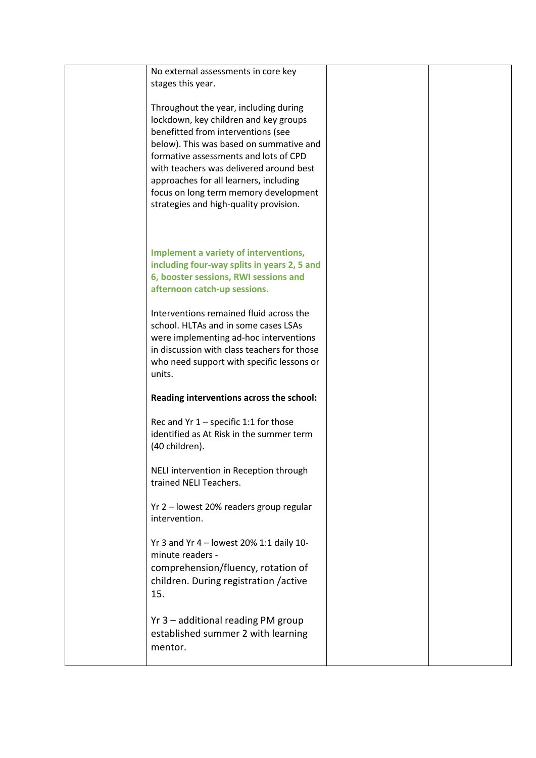| | | | |
|---|---|---|---|
| | No external assessments in core key stages this year.<br><br>Throughout the year, including during lockdown, key children and key groups benefitted from interventions (see below). This was based on summative and formative assessments and lots of CPD with teachers was delivered around best approaches for all learners, including focus on long term memory development strategies and high-quality provision.<br><br>**Implement a variety of interventions, including four-way splits in years 2, 5 and 6, booster sessions, RWI sessions and afternoon catch-up sessions.**<br><br>Interventions remained fluid across the school. HLTAs and in some cases LSAs were implementing ad-hoc interventions in discussion with class teachers for those who need support with specific lessons or units.<br><br>**Reading interventions across the school:**<br><br>Rec and Yr 1 – specific 1:1 for those identified as At Risk in the summer term (40 children).<br><br>NELI intervention in Reception through trained NELI Teachers.<br><br>Yr 2 – lowest 20% readers group regular intervention.<br><br>Yr 3 and Yr 4 – lowest 20% 1:1 daily 10-minute readers - comprehension/fluency, rotation of children. During registration /active 15.<br><br>Yr 3 – additional reading PM group established summer 2 with learning mentor. | | |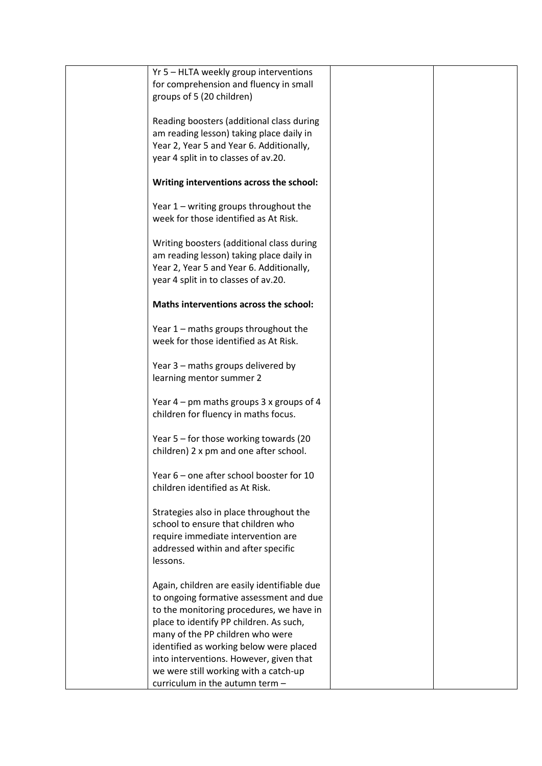| | | | |
|---|---|---|---|
| | Yr 5 – HLTA weekly group interventions for comprehension and fluency in small groups of 5 (20 children)<br><br>Reading boosters (additional class during am reading lesson) taking place daily in Year 2, Year 5 and Year 6. Additionally, year 4 split in to classes of av.20.<br><br>**Writing interventions across the school:**<br><br>Year 1 – writing groups throughout the week for those identified as At Risk.<br><br>Writing boosters (additional class during am reading lesson) taking place daily in Year 2, Year 5 and Year 6. Additionally, year 4 split in to classes of av.20.<br><br>**Maths interventions across the school:**<br><br>Year 1 – maths groups throughout the week for those identified as At Risk.<br><br>Year 3 – maths groups delivered by learning mentor summer 2<br><br>Year 4 – pm maths groups 3 x groups of 4 children for fluency in maths focus.<br><br>Year 5 – for those working towards (20 children) 2 x pm and one after school.<br><br>Year 6 – one after school booster for 10 children identified as At Risk.<br><br>Strategies also in place throughout the school to ensure that children who require immediate intervention are addressed within and after specific lessons.<br><br>Again, children are easily identifiable due to ongoing formative assessment and due to the monitoring procedures, we have in place to identify PP children. As such, many of the PP children who were identified as working below were placed into interventions. However, given that we were still working with a catch-up curriculum in the autumn term – | | |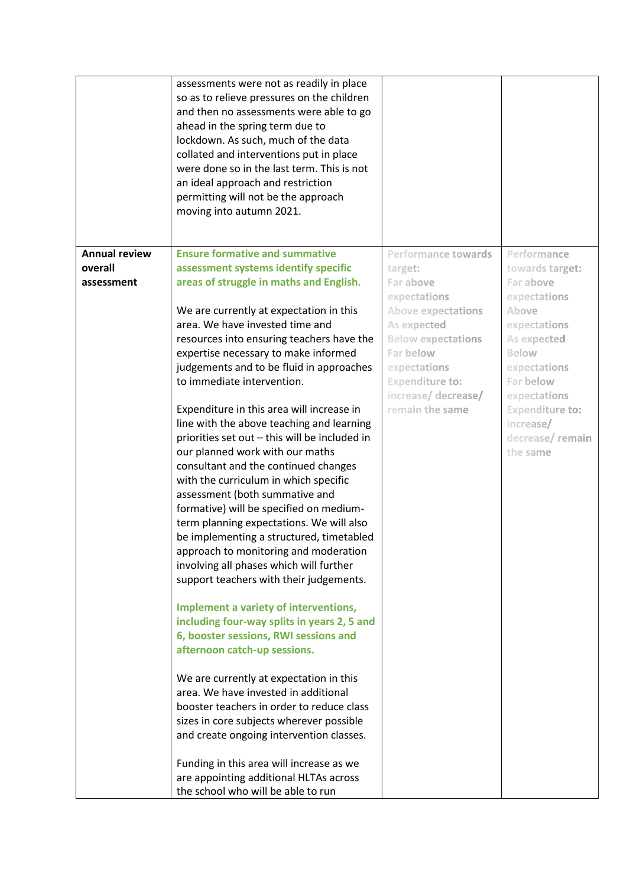|  |  |  |  |
|---|---|---|---|
|  | assessments were not as readily in place so as to relieve pressures on the children and then no assessments were able to go ahead in the spring term due to lockdown. As such, much of the data collated and interventions put in place were done so in the last term. This is not an ideal approach and restriction permitting will not be the approach moving into autumn 2021. |  |  |
| **Annual review overall assessment** | **Ensure formative and summative assessment systems identify specific areas of struggle in maths and English.**<br><br>We are currently at expectation in this area. We have invested time and resources into ensuring teachers have the expertise necessary to make informed judgements and to be fluid in approaches to immediate intervention.<br><br>Expenditure in this area will increase in line with the above teaching and learning priorities set out – this will be included in our planned work with our maths consultant and the continued changes with the curriculum in which specific assessment (both summative and formative) will be specified on medium-term planning expectations. We will also be implementing a structured, timetabled approach to monitoring and moderation involving all phases which will further support teachers with their judgements.<br><br>**Implement a variety of interventions, including four-way splits in years 2, 5 and 6, booster sessions, RWI sessions and afternoon catch-up sessions.**<br><br>We are currently at expectation in this area. We have invested in additional booster teachers in order to reduce class sizes in core subjects wherever possible and create ongoing intervention classes.<br><br>Funding in this area will increase as we are appointing additional HLTAs across the school who will be able to run | Performance towards target:<br>Far above expectations<br>Above expectations<br>As expected<br>Below expectations<br>Far below expectations<br>Expenditure to: increase/ decrease/ remain the same | Performance towards target:<br>Far above expectations<br>Above expectations<br>As expected<br>Below expectations<br>Far below expectations<br>Expenditure to: increase/ decrease/ remain the same |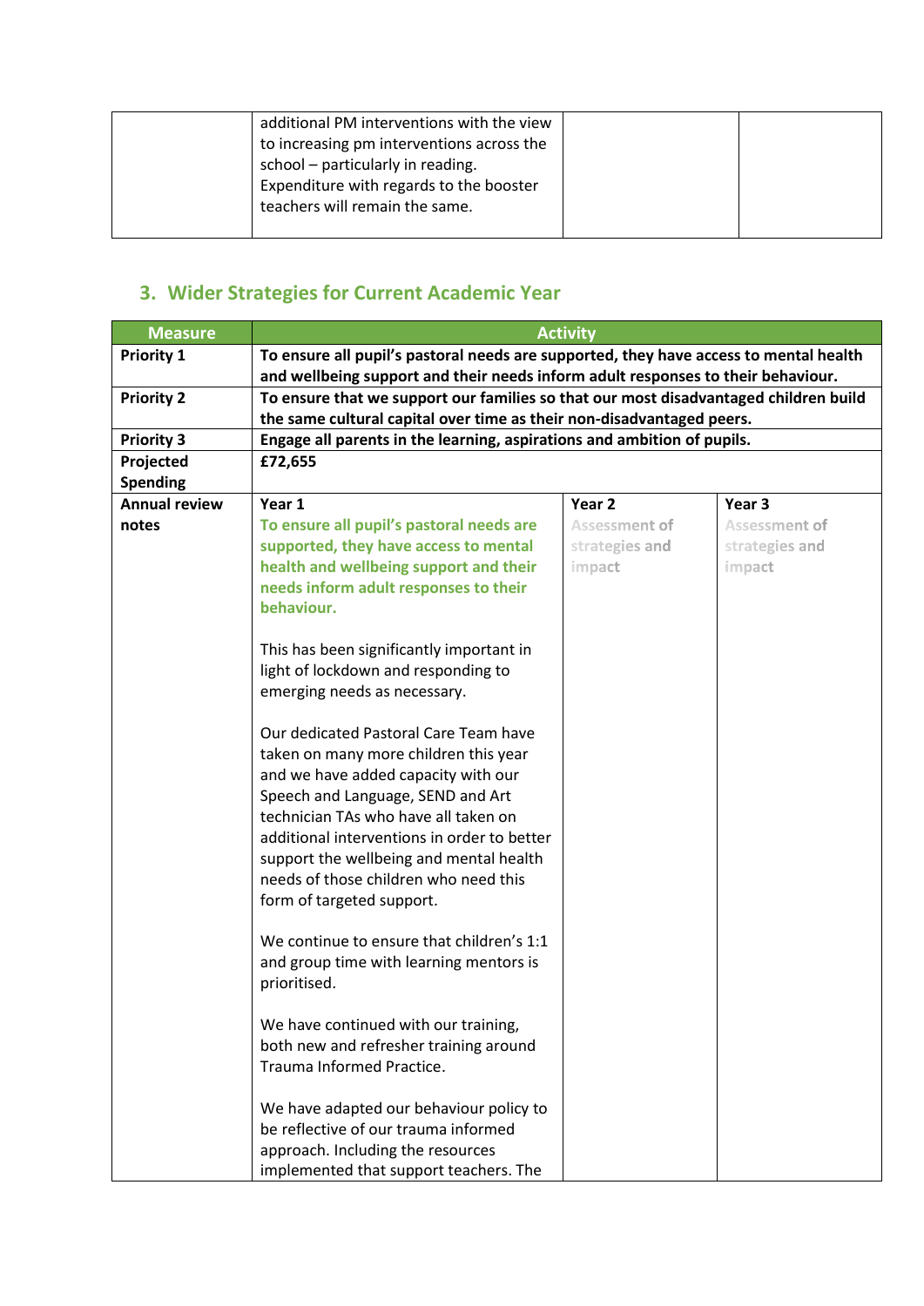| | additional PM interventions with the view to increasing pm interventions across the school – particularly in reading. Expenditure with regards to the booster teachers will remain the same. | | |
|---|---|---|---|

## 3. Wider Strategies for Current Academic Year

| Measure | Activity | | |
|---|---|---|---|
| **Priority 1** | **To ensure all pupil's pastoral needs are supported, they have access to mental health and wellbeing support and their needs inform adult responses to their behaviour.** | | |
| **Priority 2** | **To ensure that we support our families so that our most disadvantaged children build the same cultural capital over time as their non-disadvantaged peers.** | | |
| **Priority 3** | **Engage all parents in the learning, aspirations and ambition of pupils.** | | |
| **Projected Spending** | **£72,655** | | |
| **Annual review notes** | **Year 1**<br>**To ensure all pupil's pastoral needs are supported, they have access to mental health and wellbeing support and their needs inform adult responses to their behaviour.**<br><br>This has been significantly important in light of lockdown and responding to emerging needs as necessary.<br><br>Our dedicated Pastoral Care Team have taken on many more children this year and we have added capacity with our Speech and Language, SEND and Art technician TAs who have all taken on additional interventions in order to better support the wellbeing and mental health needs of those children who need this form of targeted support.<br><br>We continue to ensure that children's 1:1 and group time with learning mentors is prioritised.<br><br>We have continued with our training, both new and refresher training around Trauma Informed Practice.<br><br>We have adapted our behaviour policy to be reflective of our trauma informed approach. Including the resources implemented that support teachers. The | **Year 2**<br>Assessment of strategies and impact | **Year 3**<br>Assessment of strategies and impact |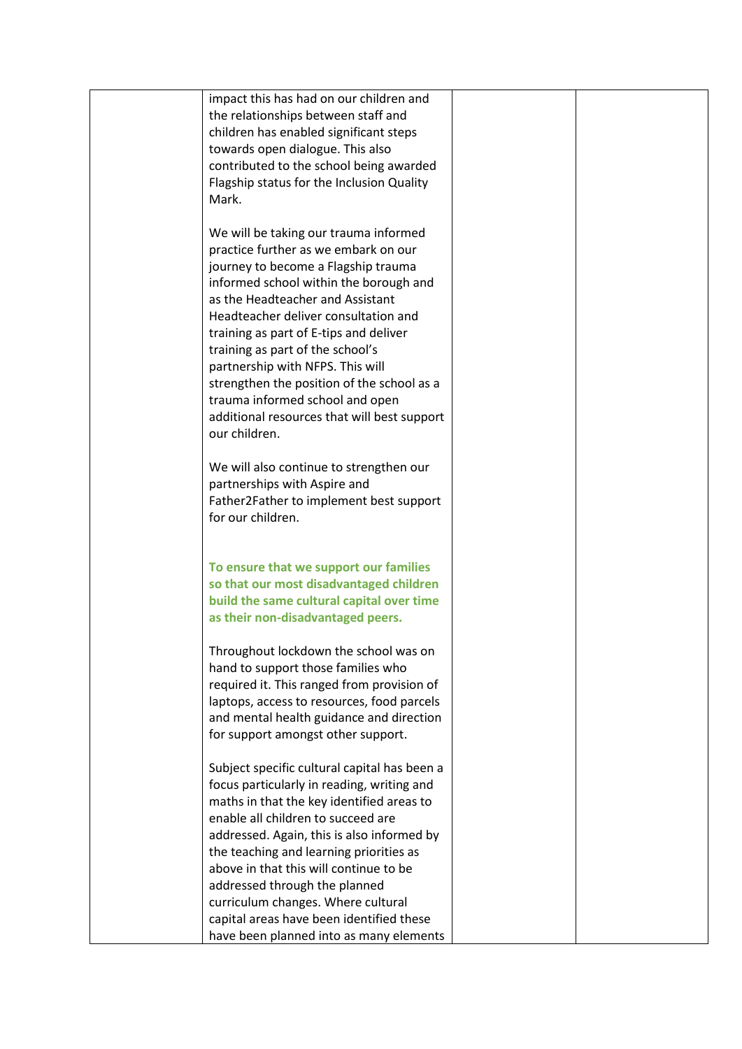| | | | |
|---|---|---|---|
| | impact this has had on our children and the relationships between staff and children has enabled significant steps towards open dialogue. This also contributed to the school being awarded Flagship status for the Inclusion Quality Mark.<br><br>We will be taking our trauma informed practice further as we embark on our journey to become a Flagship trauma informed school within the borough and as the Headteacher and Assistant Headteacher deliver consultation and training as part of E-tips and deliver training as part of the school's partnership with NFPS. This will strengthen the position of the school as a trauma informed school and open additional resources that will best support our children.<br><br>We will also continue to strengthen our partnerships with Aspire and Father2Father to implement best support for our children.<br><br>**To ensure that we support our families so that our most disadvantaged children build the same cultural capital over time as their non-disadvantaged peers.**<br><br>Throughout lockdown the school was on hand to support those families who required it. This ranged from provision of laptops, access to resources, food parcels and mental health guidance and direction for support amongst other support.<br><br>Subject specific cultural capital has been a focus particularly in reading, writing and maths in that the key identified areas to enable all children to succeed are addressed. Again, this is also informed by the teaching and learning priorities as above in that this will continue to be addressed through the planned curriculum changes. Where cultural capital areas have been identified these have been planned into as many elements | | |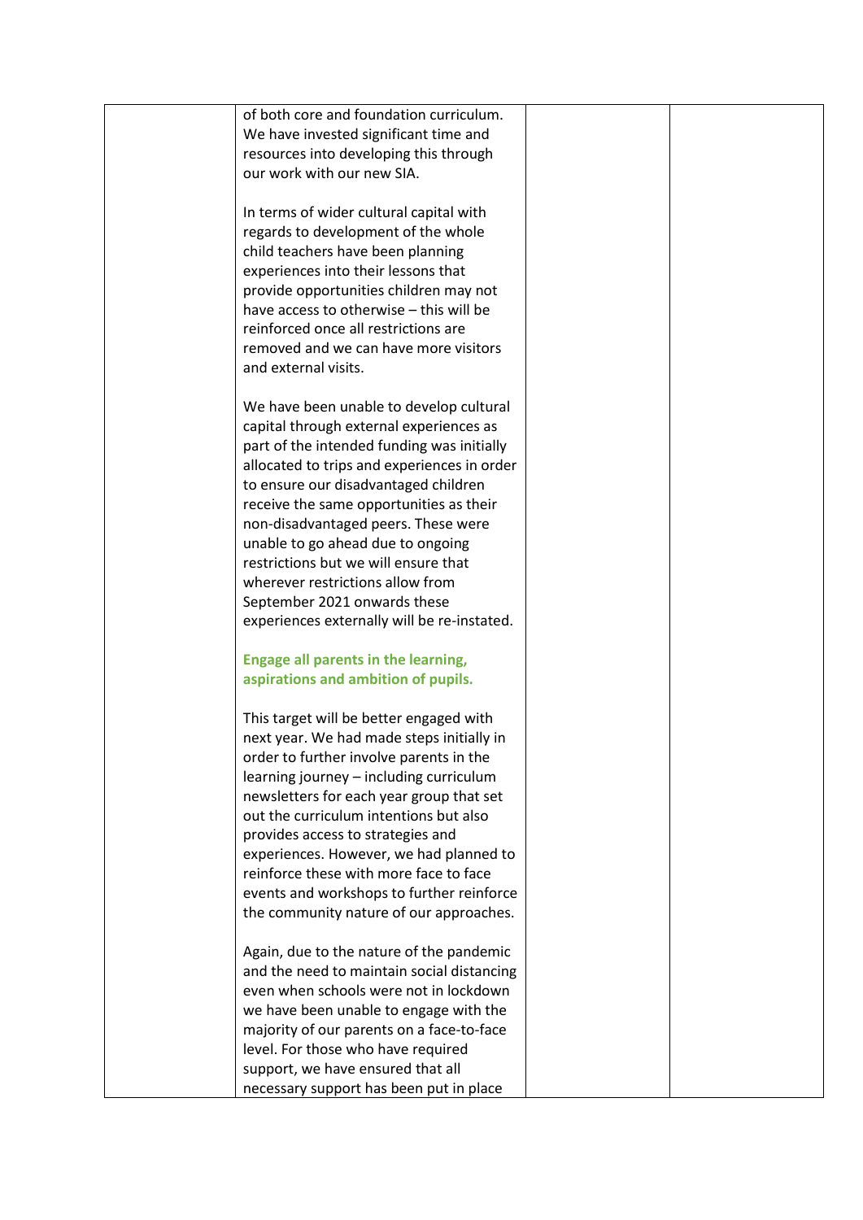| | | | |
|---|---|---|---|
| | of both core and foundation curriculum. We have invested significant time and resources into developing this through our work with our new SIA.<br><br>In terms of wider cultural capital with regards to development of the whole child teachers have been planning experiences into their lessons that provide opportunities children may not have access to otherwise – this will be reinforced once all restrictions are removed and we can have more visitors and external visits.<br><br>We have been unable to develop cultural capital through external experiences as part of the intended funding was initially allocated to trips and experiences in order to ensure our disadvantaged children receive the same opportunities as their non-disadvantaged peers. These were unable to go ahead due to ongoing restrictions but we will ensure that wherever restrictions allow from September 2021 onwards these experiences externally will be re-instated.<br><br>**Engage all parents in the learning, aspirations and ambition of pupils.**<br><br>This target will be better engaged with next year. We had made steps initially in order to further involve parents in the learning journey – including curriculum newsletters for each year group that set out the curriculum intentions but also provides access to strategies and experiences. However, we had planned to reinforce these with more face to face events and workshops to further reinforce the community nature of our approaches.<br><br>Again, due to the nature of the pandemic and the need to maintain social distancing even when schools were not in lockdown we have been unable to engage with the majority of our parents on a face-to-face level. For those who have required support, we have ensured that all necessary support has been put in place | | |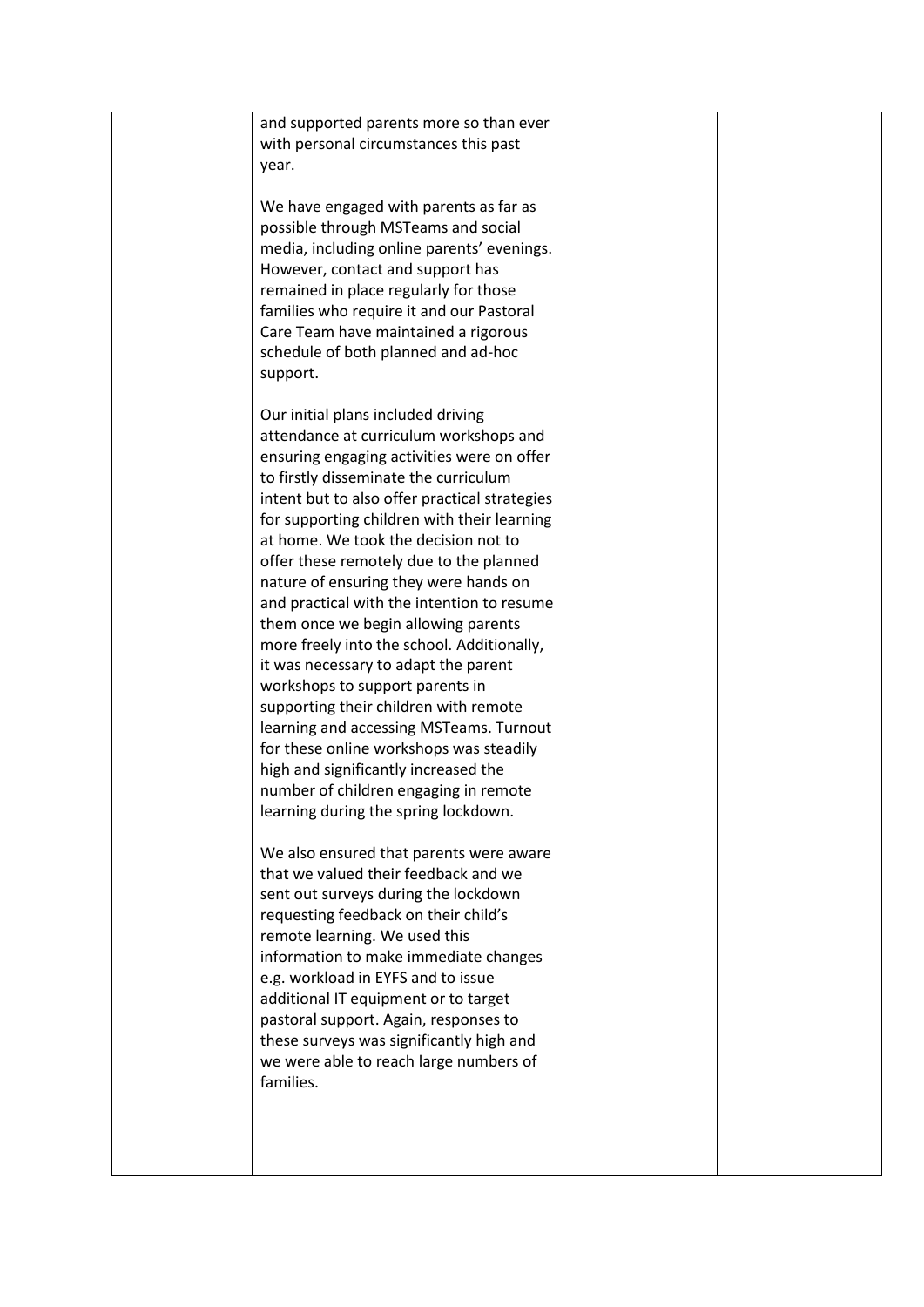|  | and supported parents more so than ever with personal circumstances this past year.<br><br>We have engaged with parents as far as possible through MSTeams and social media, including online parents' evenings. However, contact and support has remained in place regularly for those families who require it and our Pastoral Care Team have maintained a rigorous schedule of both planned and ad-hoc support.<br><br>Our initial plans included driving attendance at curriculum workshops and ensuring engaging activities were on offer to firstly disseminate the curriculum intent but to also offer practical strategies for supporting children with their learning at home. We took the decision not to offer these remotely due to the planned nature of ensuring they were hands on and practical with the intention to resume them once we begin allowing parents more freely into the school. Additionally, it was necessary to adapt the parent workshops to support parents in supporting their children with remote learning and accessing MSTeams. Turnout for these online workshops was steadily high and significantly increased the number of children engaging in remote learning during the spring lockdown.<br><br>We also ensured that parents were aware that we valued their feedback and we sent out surveys during the lockdown requesting feedback on their child's remote learning. We used this information to make immediate changes e.g. workload in EYFS and to issue additional IT equipment or to target pastoral support. Again, responses to these surveys was significantly high and we were able to reach large numbers of families. |  |  |
|---|---|---|---|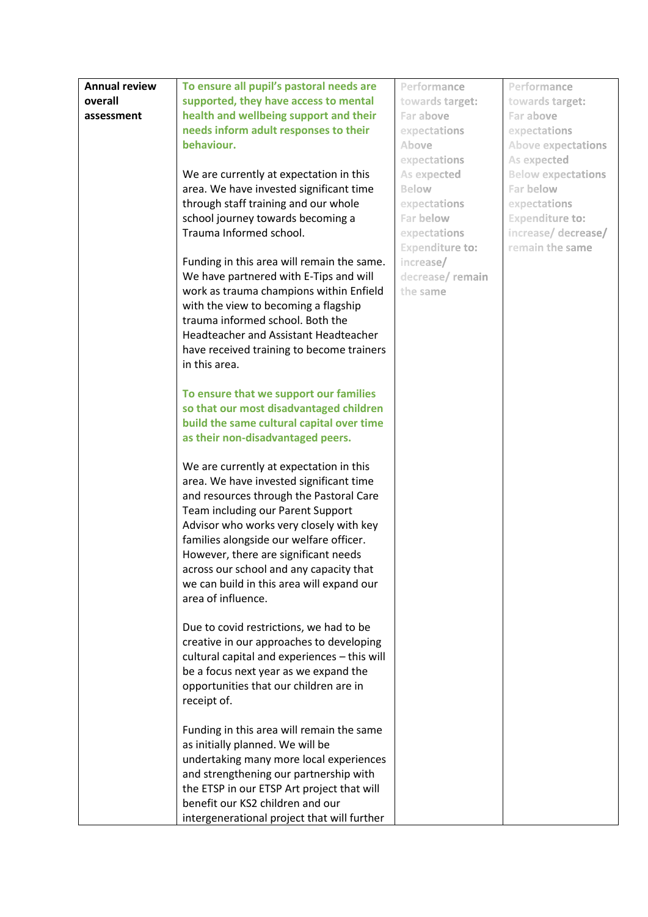| Annual review overall assessment | To ensure all pupil's pastoral needs are supported, they have access to mental health and wellbeing support and their needs inform adult responses to their behaviour.<br><br>We are currently at expectation in this area. We have invested significant time through staff training and our whole school journey towards becoming a Trauma Informed school.<br><br>Funding in this area will remain the same. We have partnered with E-Tips and will work as trauma champions within Enfield with the view to becoming a flagship trauma informed school. Both the Headteacher and Assistant Headteacher have received training to become trainers in this area.<br><br>To ensure that we support our families so that our most disadvantaged children build the same cultural capital over time as their non-disadvantaged peers.<br><br>We are currently at expectation in this area. We have invested significant time and resources through the Pastoral Care Team including our Parent Support Advisor who works very closely with key families alongside our welfare officer. However, there are significant needs across our school and any capacity that we can build in this area will expand our area of influence.<br><br>Due to covid restrictions, we had to be creative in our approaches to developing cultural capital and experiences – this will be a focus next year as we expand the opportunities that our children are in receipt of.<br><br>Funding in this area will remain the same as initially planned. We will be undertaking many more local experiences and strengthening our partnership with the ETSP in our ETSP Art project that will benefit our KS2 children and our intergenerational project that will further | Performance towards target:<br>Far above expectations<br>Above expectations<br>As expected<br>Below expectations<br>Far below expectations<br>Expenditure to: increase/ decrease/ remain the same | Performance towards target:<br>Far above expectations<br>Above expectations<br>As expected<br>Below expectations<br>Far below expectations<br>Expenditure to: increase/ decrease/ remain the same |
|---|---|---|---|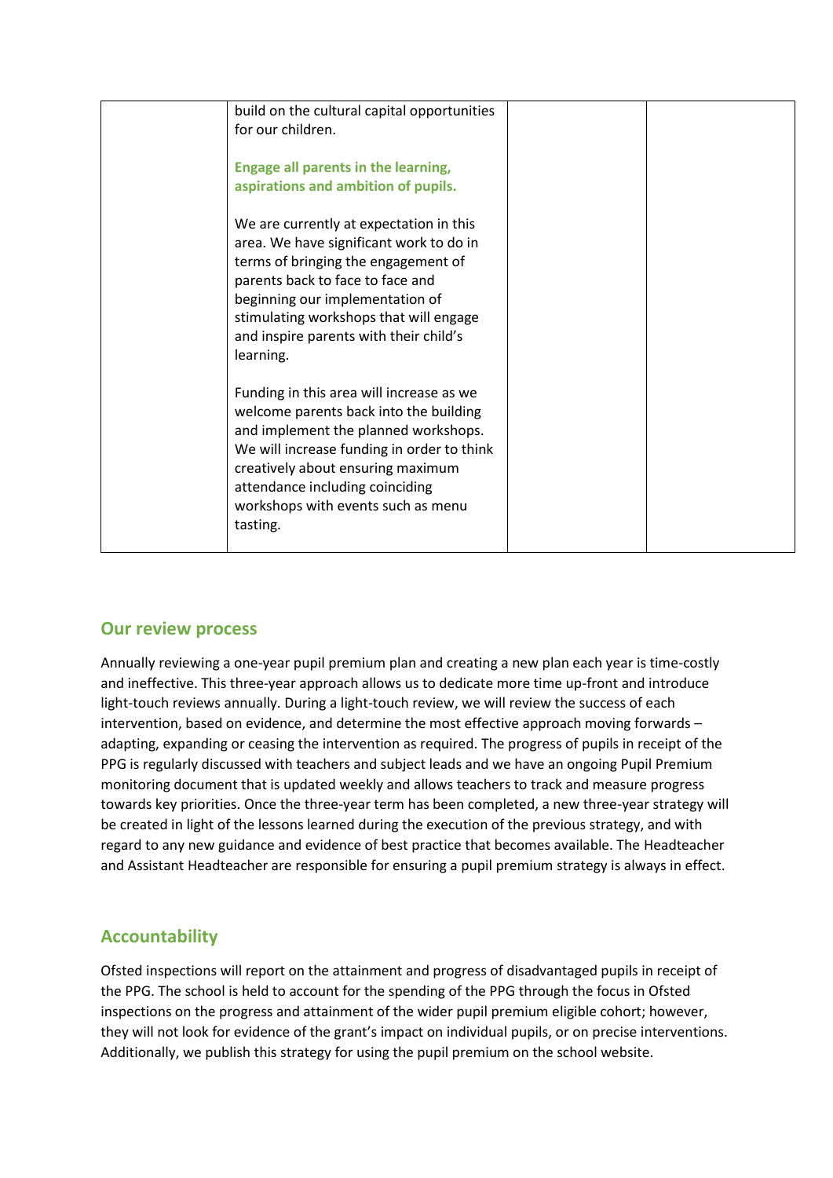| | | | |
|---|---|---|---|
| | build on the cultural capital opportunities for our children.<br><br>**Engage all parents in the learning, aspirations and ambition of pupils.**<br><br>We are currently at expectation in this area. We have significant work to do in terms of bringing the engagement of parents back to face to face and beginning our implementation of stimulating workshops that will engage and inspire parents with their child's learning.<br><br>Funding in this area will increase as we welcome parents back into the building and implement the planned workshops. We will increase funding in order to think creatively about ensuring maximum attendance including coinciding workshops with events such as menu tasting. | | |

## Our review process

Annually reviewing a one-year pupil premium plan and creating a new plan each year is time-costly and ineffective. This three-year approach allows us to dedicate more time up-front and introduce light-touch reviews annually. During a light-touch review, we will review the success of each intervention, based on evidence, and determine the most effective approach moving forwards – adapting, expanding or ceasing the intervention as required. The progress of pupils in receipt of the PPG is regularly discussed with teachers and subject leads and we have an ongoing Pupil Premium monitoring document that is updated weekly and allows teachers to track and measure progress towards key priorities. Once the three-year term has been completed, a new three-year strategy will be created in light of the lessons learned during the execution of the previous strategy, and with regard to any new guidance and evidence of best practice that becomes available. The Headteacher and Assistant Headteacher are responsible for ensuring a pupil premium strategy is always in effect.

## Accountability

Ofsted inspections will report on the attainment and progress of disadvantaged pupils in receipt of the PPG. The school is held to account for the spending of the PPG through the focus in Ofsted inspections on the progress and attainment of the wider pupil premium eligible cohort; however, they will not look for evidence of the grant's impact on individual pupils, or on precise interventions. Additionally, we publish this strategy for using the pupil premium on the school website.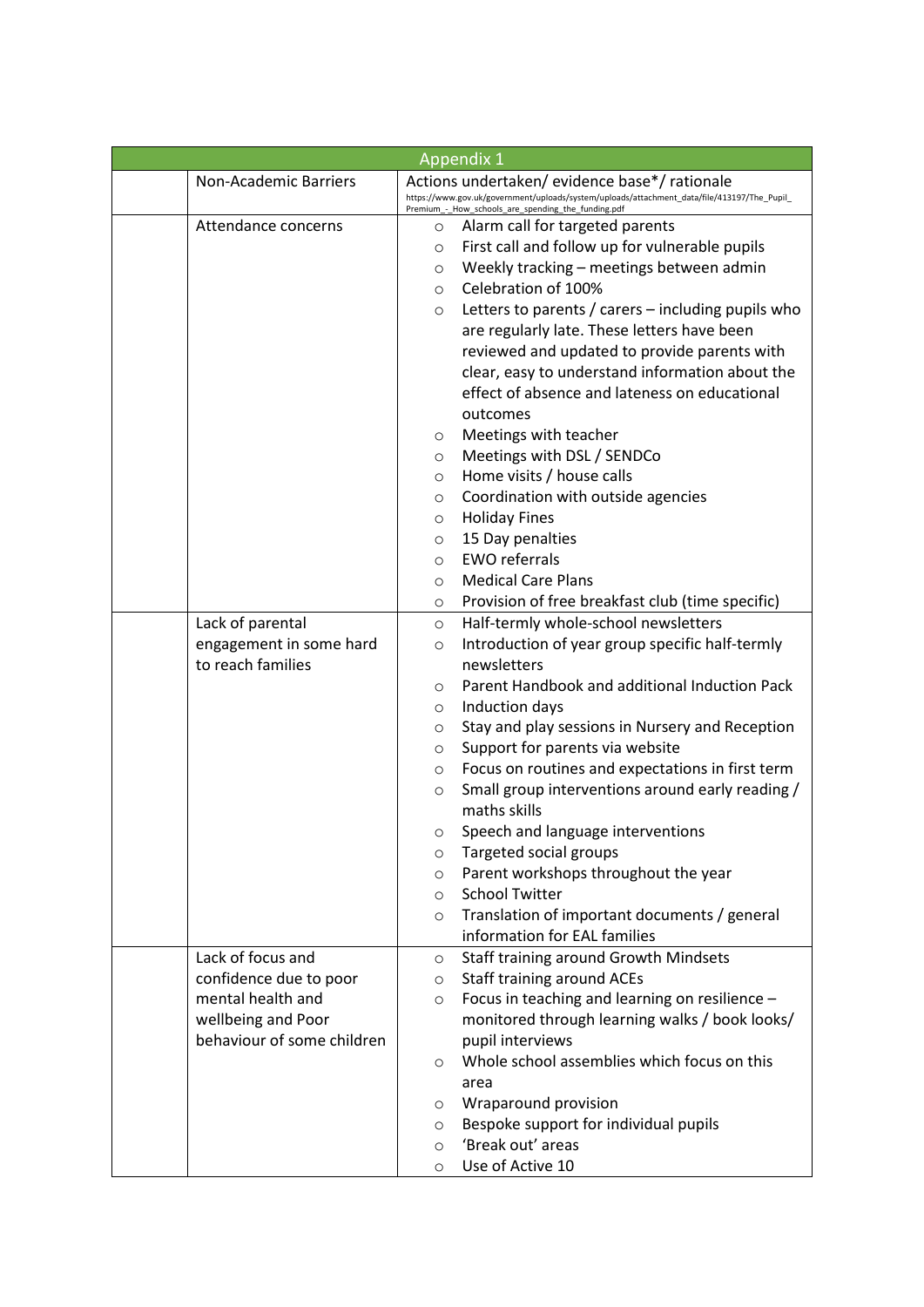| Appendix 1 | | |
|---|---|---|
| | Non-Academic Barriers | Actions undertaken/ evidence base*/ rationale<br>https://www.gov.uk/government/uploads/system/uploads/attachment_data/file/413197/The_Pupil_Premium_-_How_schools_are_spending_the_funding.pdf |
| | Attendance concerns | ○ Alarm call for targeted parents<br>○ First call and follow up for vulnerable pupils<br>○ Weekly tracking – meetings between admin<br>○ Celebration of 100%<br>○ Letters to parents / carers – including pupils who are regularly late. These letters have been reviewed and updated to provide parents with clear, easy to understand information about the effect of absence and lateness on educational outcomes<br>○ Meetings with teacher<br>○ Meetings with DSL / SENDCo<br>○ Home visits / house calls<br>○ Coordination with outside agencies<br>○ Holiday Fines<br>○ 15 Day penalties<br>○ EWO referrals<br>○ Medical Care Plans<br>○ Provision of free breakfast club (time specific) |
| | Lack of parental engagement in some hard to reach families | ○ Half-termly whole-school newsletters<br>○ Introduction of year group specific half-termly newsletters<br>○ Parent Handbook and additional Induction Pack<br>○ Induction days<br>○ Stay and play sessions in Nursery and Reception<br>○ Support for parents via website<br>○ Focus on routines and expectations in first term<br>○ Small group interventions around early reading / maths skills<br>○ Speech and language interventions<br>○ Targeted social groups<br>○ Parent workshops throughout the year<br>○ School Twitter<br>○ Translation of important documents / general information for EAL families |
| | Lack of focus and confidence due to poor mental health and wellbeing and Poor behaviour of some children | ○ Staff training around Growth Mindsets<br>○ Staff training around ACEs<br>○ Focus in teaching and learning on resilience – monitored through learning walks / book looks/ pupil interviews<br>○ Whole school assemblies which focus on this area<br>○ Wraparound provision<br>○ Bespoke support for individual pupils<br>○ 'Break out' areas<br>○ Use of Active 10 |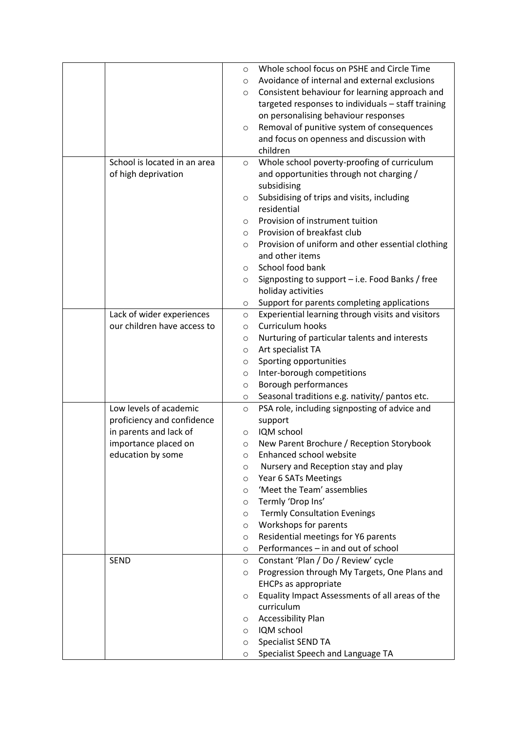| | | |
|---|---|---|
| | | ○ Whole school focus on PSHE and Circle Time<br>○ Avoidance of internal and external exclusions<br>○ Consistent behaviour for learning approach and targeted responses to individuals – staff training on personalising behaviour responses<br>○ Removal of punitive system of consequences and focus on openness and discussion with children |
| | School is located in an area of high deprivation | ○ Whole school poverty-proofing of curriculum and opportunities through not charging / subsidising<br>○ Subsidising of trips and visits, including residential<br>○ Provision of instrument tuition<br>○ Provision of breakfast club<br>○ Provision of uniform and other essential clothing and other items<br>○ School food bank<br>○ Signposting to support – i.e. Food Banks / free holiday activities<br>○ Support for parents completing applications |
| | Lack of wider experiences our children have access to | ○ Experiential learning through visits and visitors<br>○ Curriculum hooks<br>○ Nurturing of particular talents and interests<br>○ Art specialist TA<br>○ Sporting opportunities<br>○ Inter-borough competitions<br>○ Borough performances<br>○ Seasonal traditions e.g. nativity/ pantos etc. |
| | Low levels of academic proficiency and confidence in parents and lack of importance placed on education by some | ○ PSA role, including signposting of advice and support<br>○ IQM school<br>○ New Parent Brochure / Reception Storybook<br>○ Enhanced school website<br>○ Nursery and Reception stay and play<br>○ Year 6 SATs Meetings<br>○ 'Meet the Team' assemblies<br>○ Termly 'Drop Ins'<br>○ Termly Consultation Evenings<br>○ Workshops for parents<br>○ Residential meetings for Y6 parents<br>○ Performances – in and out of school |
| | SEND | ○ Constant 'Plan / Do / Review' cycle<br>○ Progression through My Targets, One Plans and EHCPs as appropriate<br>○ Equality Impact Assessments of all areas of the curriculum<br>○ Accessibility Plan<br>○ IQM school<br>○ Specialist SEND TA<br>○ Specialist Speech and Language TA |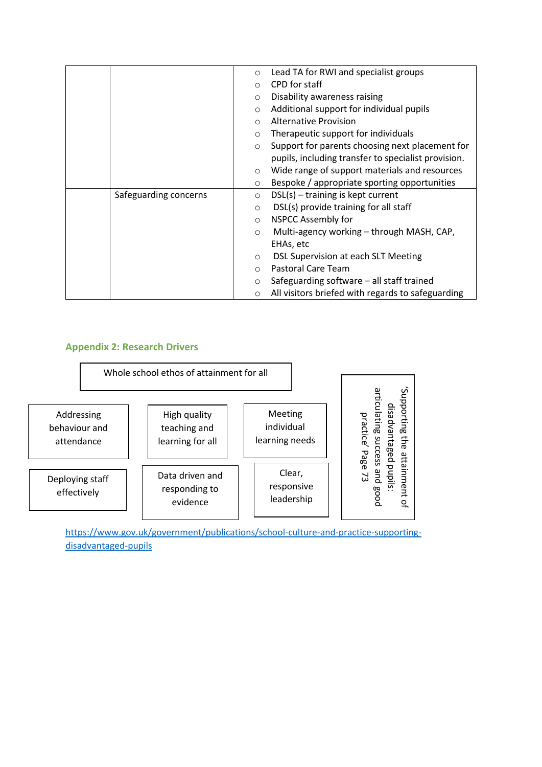| | | |
|---|---|---|
| | | ○ Lead TA for RWI and specialist groups<br>○ CPD for staff<br>○ Disability awareness raising<br>○ Additional support for individual pupils<br>○ Alternative Provision<br>○ Therapeutic support for individuals<br>○ Support for parents choosing next placement for pupils, including transfer to specialist provision.<br>○ Wide range of support materials and resources<br>○ Bespoke / appropriate sporting opportunities |
| | Safeguarding concerns | ○ DSL(s) – training is kept current<br>○ DSL(s) provide training for all staff<br>○ NSPCC Assembly for<br>○ Multi-agency working – through MASH, CAP, EHAs, etc<br>○ DSL Supervision at each SLT Meeting<br>○ Pastoral Care Team<br>○ Safeguarding software – all staff trained<br>○ All visitors briefed with regards to safeguarding |

## Appendix 2: Research Drivers

Whole school ethos of attainment for all

Addressing behaviour and attendance

High quality teaching and learning for all

Meeting individual learning needs

Deploying staff effectively

Data driven and responding to evidence

Clear, responsive leadership

'Supporting the attainment of disadvantaged pupils: articulating success and good practice' Page 73

https://www.gov.uk/government/publications/school-culture-and-practice-supporting-disadvantaged-pupils